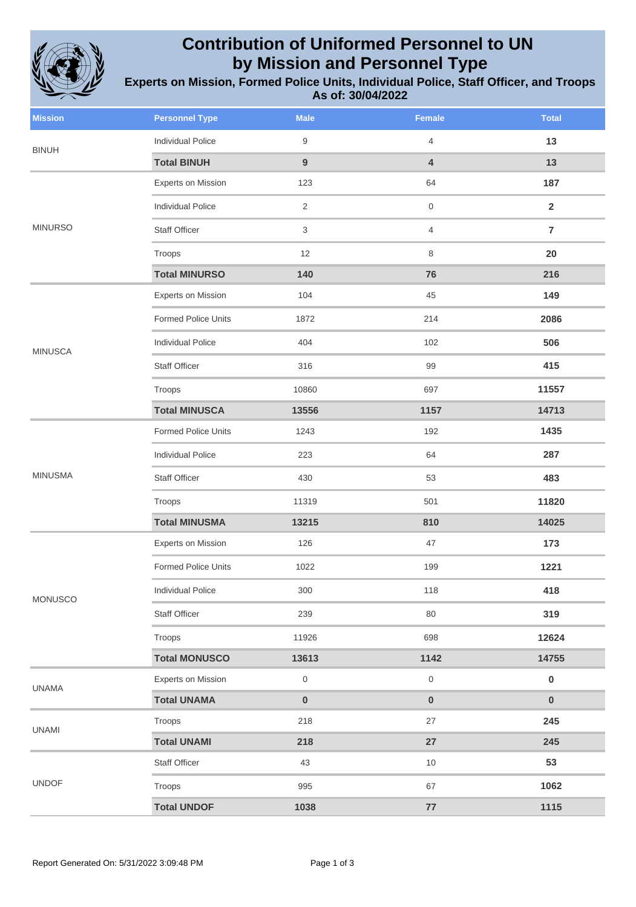# Contribution of Uniformed Personnel to UN by Mission and Personnel Type

## Experts on Mission, Formed Police Units, Individual Police, Staff Officer, and Troops

**As of: 30/04/2022**

| Mission | Personnel Type | Male | Female | Total |
|---|---|---|---|---|
| BINUH | Individual Police | 9 | 4 | **13** |
| | **Total BINUH** | **9** | **4** | **13** |
| MINURSO | Experts on Mission | 123 | 64 | **187** |
| | Individual Police | 2 | 0 | **2** |
| | Staff Officer | 3 | 4 | **7** |
| | Troops | 12 | 8 | **20** |
| | **Total MINURSO** | **140** | **76** | **216** |
| MINUSCA | Experts on Mission | 104 | 45 | **149** |
| | Formed Police Units | 1872 | 214 | **2086** |
| | Individual Police | 404 | 102 | **506** |
| | Staff Officer | 316 | 99 | **415** |
| | Troops | 10860 | 697 | **11557** |
| | **Total MINUSCA** | **13556** | **1157** | **14713** |
| MINUSMA | Formed Police Units | 1243 | 192 | **1435** |
| | Individual Police | 223 | 64 | **287** |
| | Staff Officer | 430 | 53 | **483** |
| | Troops | 11319 | 501 | **11820** |
| | **Total MINUSMA** | **13215** | **810** | **14025** |
| MONUSCO | Experts on Mission | 126 | 47 | **173** |
| | Formed Police Units | 1022 | 199 | **1221** |
| | Individual Police | 300 | 118 | **418** |
| | Staff Officer | 239 | 80 | **319** |
| | Troops | 11926 | 698 | **12624** |
| | **Total MONUSCO** | **13613** | **1142** | **14755** |
| UNAMA | Experts on Mission | 0 | 0 | **0** |
| | **Total UNAMA** | **0** | **0** | **0** |
| UNAMI | Troops | 218 | 27 | **245** |
| | **Total UNAMI** | **218** | **27** | **245** |
| UNDOF | Staff Officer | 43 | 10 | **53** |
| | Troops | 995 | 67 | **1062** |
| | **Total UNDOF** | **1038** | **77** | **1115** |

Report Generated On: 5/31/2022 3:09:48 PM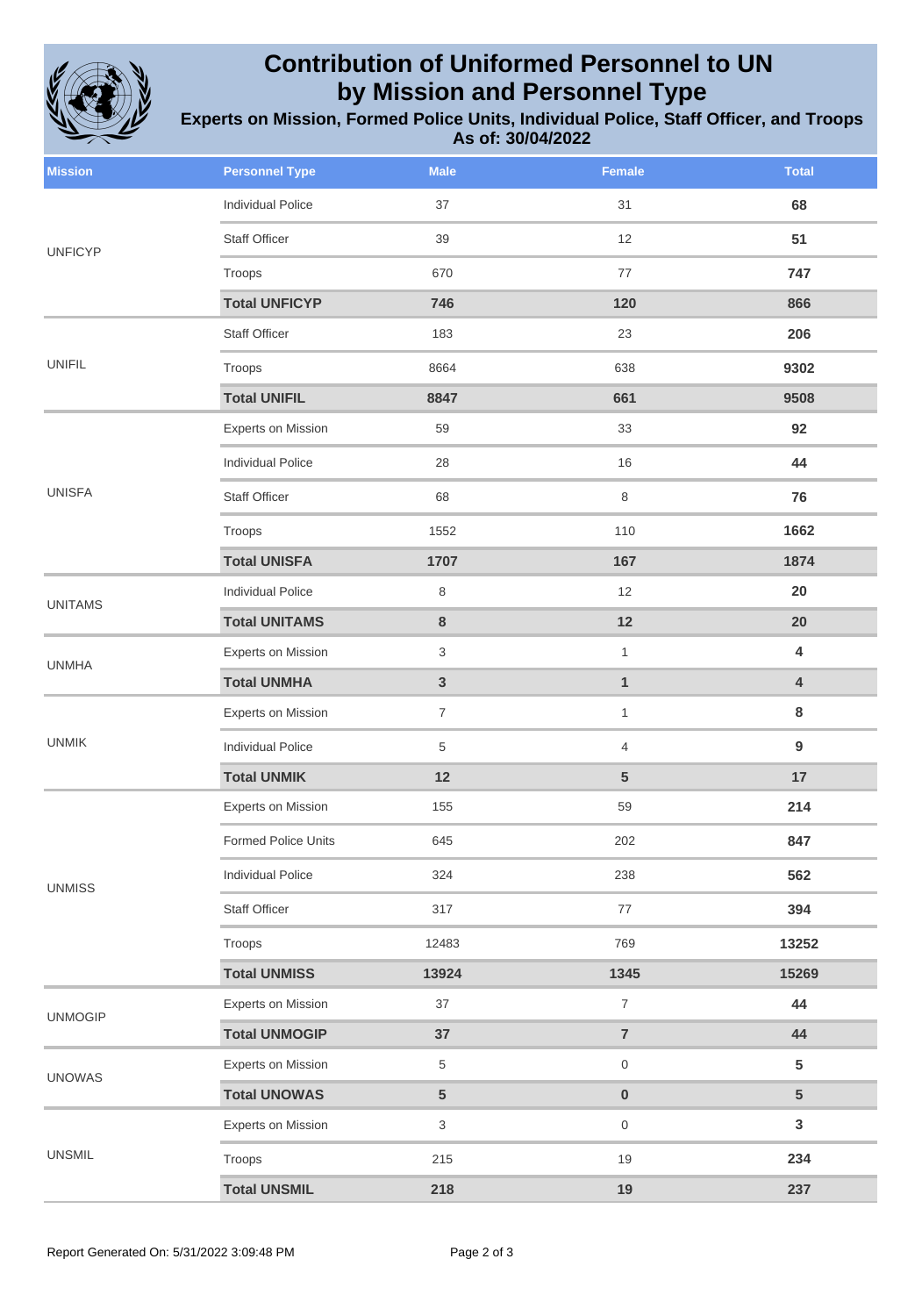# Contribution of Uniformed Personnel to UN by Mission and Personnel Type

## Experts on Mission, Formed Police Units, Individual Police, Staff Officer, and Troops

**As of: 30/04/2022**

| Mission | Personnel Type | Male | Female | Total |
|---|---|---|---|---|
| UNFICYP | Individual Police | 37 | 31 | **68** |
| | Staff Officer | 39 | 12 | **51** |
| | Troops | 670 | 77 | **747** |
| | **Total UNFICYP** | **746** | **120** | **866** |
| UNIFIL | Staff Officer | 183 | 23 | **206** |
| | Troops | 8664 | 638 | **9302** |
| | **Total UNIFIL** | **8847** | **661** | **9508** |
| UNISFA | Experts on Mission | 59 | 33 | **92** |
| | Individual Police | 28 | 16 | **44** |
| | Staff Officer | 68 | 8 | **76** |
| | Troops | 1552 | 110 | **1662** |
| | **Total UNISFA** | **1707** | **167** | **1874** |
| UNITAMS | Individual Police | 8 | 12 | **20** |
| | **Total UNITAMS** | **8** | **12** | **20** |
| UNMHA | Experts on Mission | 3 | 1 | **4** |
| | **Total UNMHA** | **3** | **1** | **4** |
| UNMIK | Experts on Mission | 7 | 1 | **8** |
| | Individual Police | 5 | 4 | **9** |
| | **Total UNMIK** | **12** | **5** | **17** |
| UNMISS | Experts on Mission | 155 | 59 | **214** |
| | Formed Police Units | 645 | 202 | **847** |
| | Individual Police | 324 | 238 | **562** |
| | Staff Officer | 317 | 77 | **394** |
| | Troops | 12483 | 769 | **13252** |
| | **Total UNMISS** | **13924** | **1345** | **15269** |
| UNMOGIP | Experts on Mission | 37 | 7 | **44** |
| | **Total UNMOGIP** | **37** | **7** | **44** |
| UNOWAS | Experts on Mission | 5 | 0 | **5** |
| | **Total UNOWAS** | **5** | **0** | **5** |
| UNSMIL | Experts on Mission | 3 | 0 | **3** |
| | Troops | 215 | 19 | **234** |
| | **Total UNSMIL** | **218** | **19** | **237** |

Report Generated On: 5/31/2022 3:09:48 PM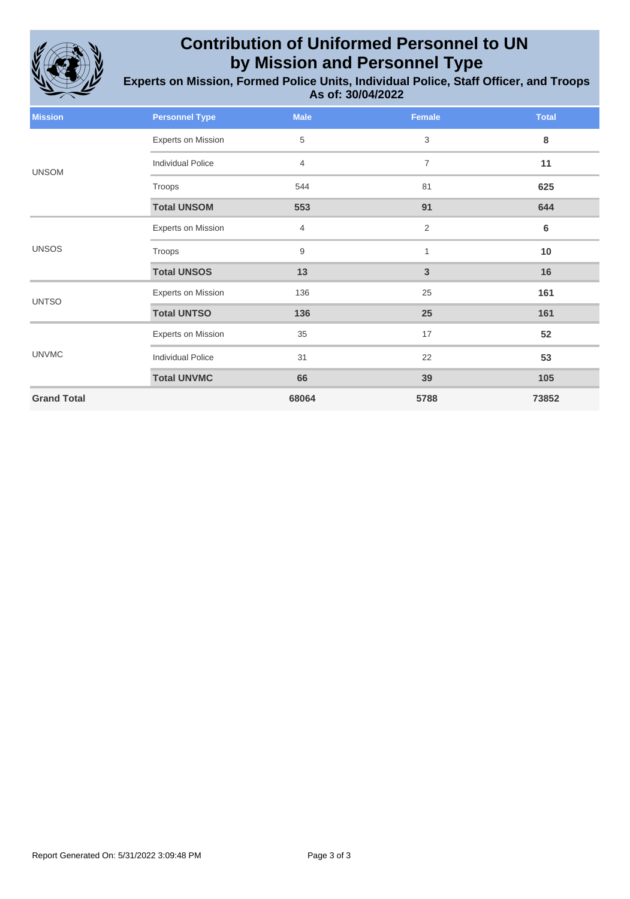# Contribution of Uniformed Personnel to UN by Mission and Personnel Type

### Experts on Mission, Formed Police Units, Individual Police, Staff Officer, and Troops
### As of: 30/04/2022

| Mission | Personnel Type | Male | Female | Total |
|---|---|---|---|---|
| UNSOM | Experts on Mission | 5 | 3 | **8** |
| | Individual Police | 4 | 7 | **11** |
| | Troops | 544 | 81 | **625** |
| | **Total UNSOM** | **553** | **91** | **644** |
| UNSOS | Experts on Mission | 4 | 2 | **6** |
| | Troops | 9 | 1 | **10** |
| | **Total UNSOS** | **13** | **3** | **16** |
| UNTSO | Experts on Mission | 136 | 25 | **161** |
| | **Total UNTSO** | **136** | **25** | **161** |
| UNVMC | Experts on Mission | 35 | 17 | **52** |
| | Individual Police | 31 | 22 | **53** |
| | **Total UNVMC** | **66** | **39** | **105** |
| **Grand Total** | | **68064** | **5788** | **73852** |

Report Generated On: 5/31/2022 3:09:48 PM